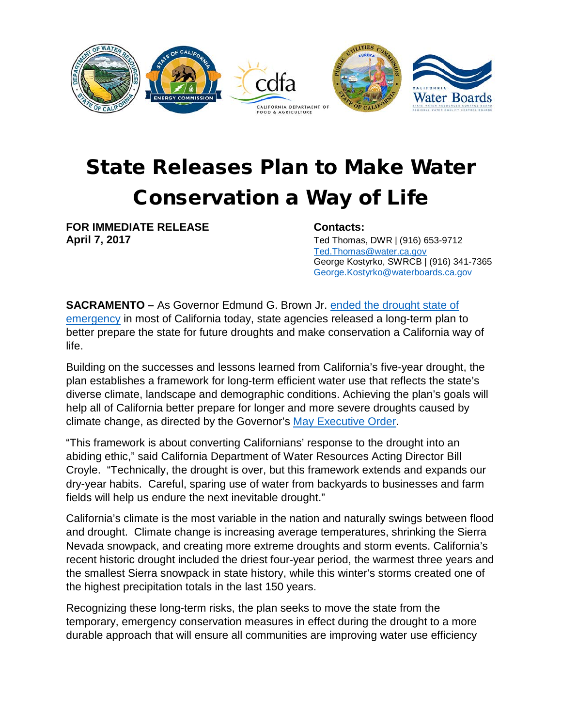# State Releases Plan to Make Water Conservation a Way of Life

**FOR IMMEDIATE RELEASE**
**April 7, 2017**

**Contacts:**
Ted Thomas, DWR | (916) 653-9712
Ted.Thomas@water.ca.gov
George Kostyrko, SWRCB | (916) 341-7365
George.Kostyrko@waterboards.ca.gov

**SACRAMENTO –** As Governor Edmund G. Brown Jr. ended the drought state of emergency in most of California today, state agencies released a long-term plan to better prepare the state for future droughts and make conservation a California way of life.

Building on the successes and lessons learned from California's five-year drought, the plan establishes a framework for long-term efficient water use that reflects the state's diverse climate, landscape and demographic conditions. Achieving the plan's goals will help all of California better prepare for longer and more severe droughts caused by climate change, as directed by the Governor's May Executive Order.

"This framework is about converting Californians' response to the drought into an abiding ethic," said California Department of Water Resources Acting Director Bill Croyle. "Technically, the drought is over, but this framework extends and expands our dry-year habits. Careful, sparing use of water from backyards to businesses and farm fields will help us endure the next inevitable drought."

California's climate is the most variable in the nation and naturally swings between flood and drought. Climate change is increasing average temperatures, shrinking the Sierra Nevada snowpack, and creating more extreme droughts and storm events. California's recent historic drought included the driest four-year period, the warmest three years and the smallest Sierra snowpack in state history, while this winter's storms created one of the highest precipitation totals in the last 150 years.

Recognizing these long-term risks, the plan seeks to move the state from the temporary, emergency conservation measures in effect during the drought to a more durable approach that will ensure all communities are improving water use efficiency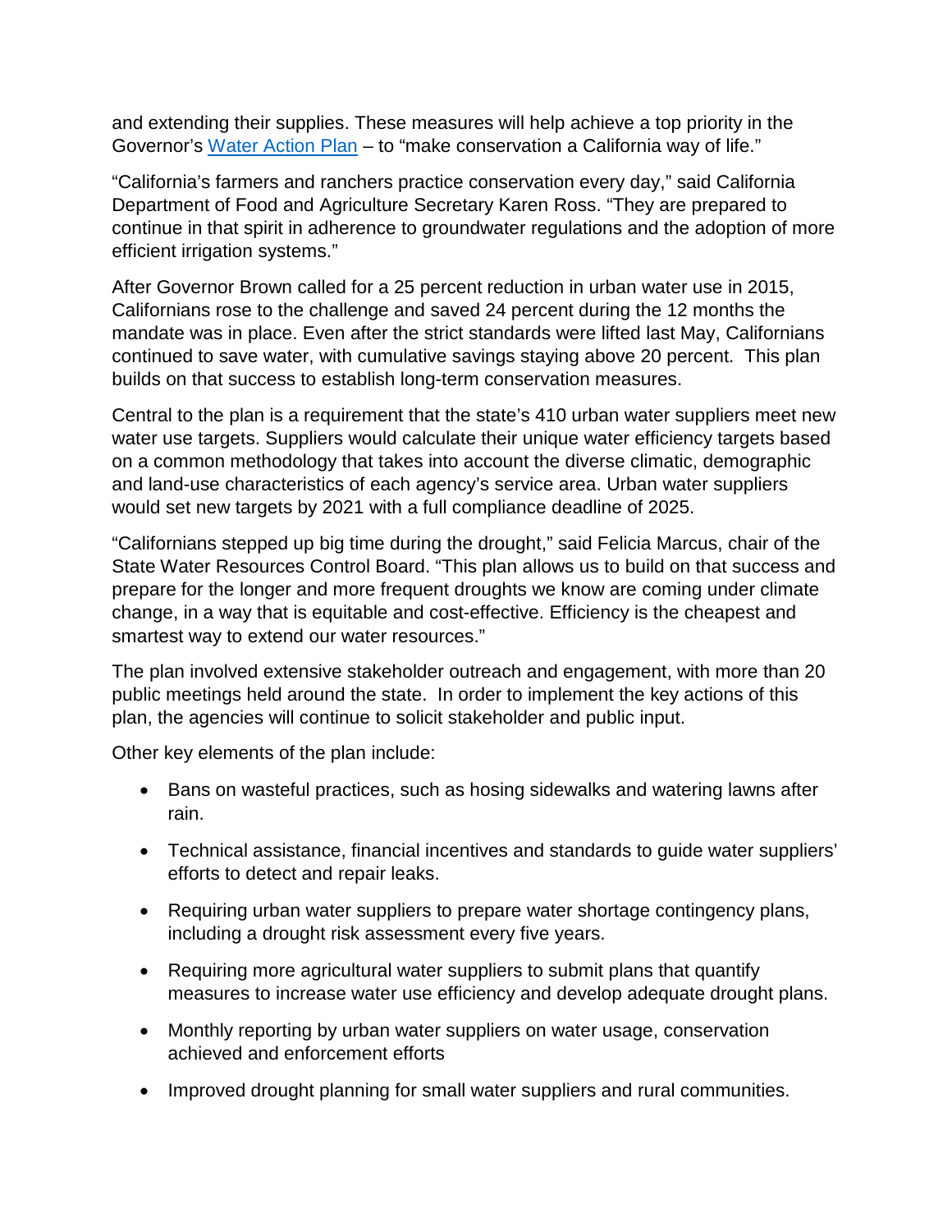and extending their supplies. These measures will help achieve a top priority in the Governor's [Water Action Plan](#) – to "make conservation a California way of life."

"California's farmers and ranchers practice conservation every day," said California Department of Food and Agriculture Secretary Karen Ross. "They are prepared to continue in that spirit in adherence to groundwater regulations and the adoption of more efficient irrigation systems."

After Governor Brown called for a 25 percent reduction in urban water use in 2015, Californians rose to the challenge and saved 24 percent during the 12 months the mandate was in place. Even after the strict standards were lifted last May, Californians continued to save water, with cumulative savings staying above 20 percent. This plan builds on that success to establish long-term conservation measures.

Central to the plan is a requirement that the state's 410 urban water suppliers meet new water use targets. Suppliers would calculate their unique water efficiency targets based on a common methodology that takes into account the diverse climatic, demographic and land-use characteristics of each agency's service area. Urban water suppliers would set new targets by 2021 with a full compliance deadline of 2025.

"Californians stepped up big time during the drought," said Felicia Marcus, chair of the State Water Resources Control Board. "This plan allows us to build on that success and prepare for the longer and more frequent droughts we know are coming under climate change, in a way that is equitable and cost-effective. Efficiency is the cheapest and smartest way to extend our water resources."

The plan involved extensive stakeholder outreach and engagement, with more than 20 public meetings held around the state. In order to implement the key actions of this plan, the agencies will continue to solicit stakeholder and public input.

Other key elements of the plan include:

- Bans on wasteful practices, such as hosing sidewalks and watering lawns after rain.
- Technical assistance, financial incentives and standards to guide water suppliers' efforts to detect and repair leaks.
- Requiring urban water suppliers to prepare water shortage contingency plans, including a drought risk assessment every five years.
- Requiring more agricultural water suppliers to submit plans that quantify measures to increase water use efficiency and develop adequate drought plans.
- Monthly reporting by urban water suppliers on water usage, conservation achieved and enforcement efforts
- Improved drought planning for small water suppliers and rural communities.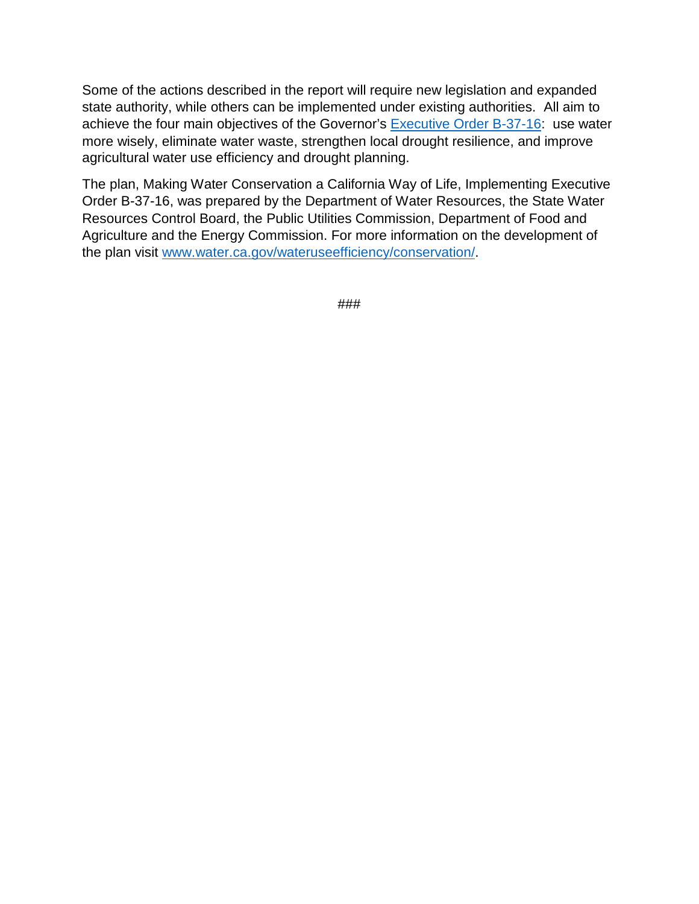Some of the actions described in the report will require new legislation and expanded state authority, while others can be implemented under existing authorities. All aim to achieve the four main objectives of the Governor's [Executive Order B-37-16](#): use water more wisely, eliminate water waste, strengthen local drought resilience, and improve agricultural water use efficiency and drought planning.

The plan, Making Water Conservation a California Way of Life, Implementing Executive Order B-37-16, was prepared by the Department of Water Resources, the State Water Resources Control Board, the Public Utilities Commission, Department of Food and Agriculture and the Energy Commission. For more information on the development of the plan visit [www.water.ca.gov/wateruseefficiency/conservation/](http://www.water.ca.gov/wateruseefficiency/conservation/).

###